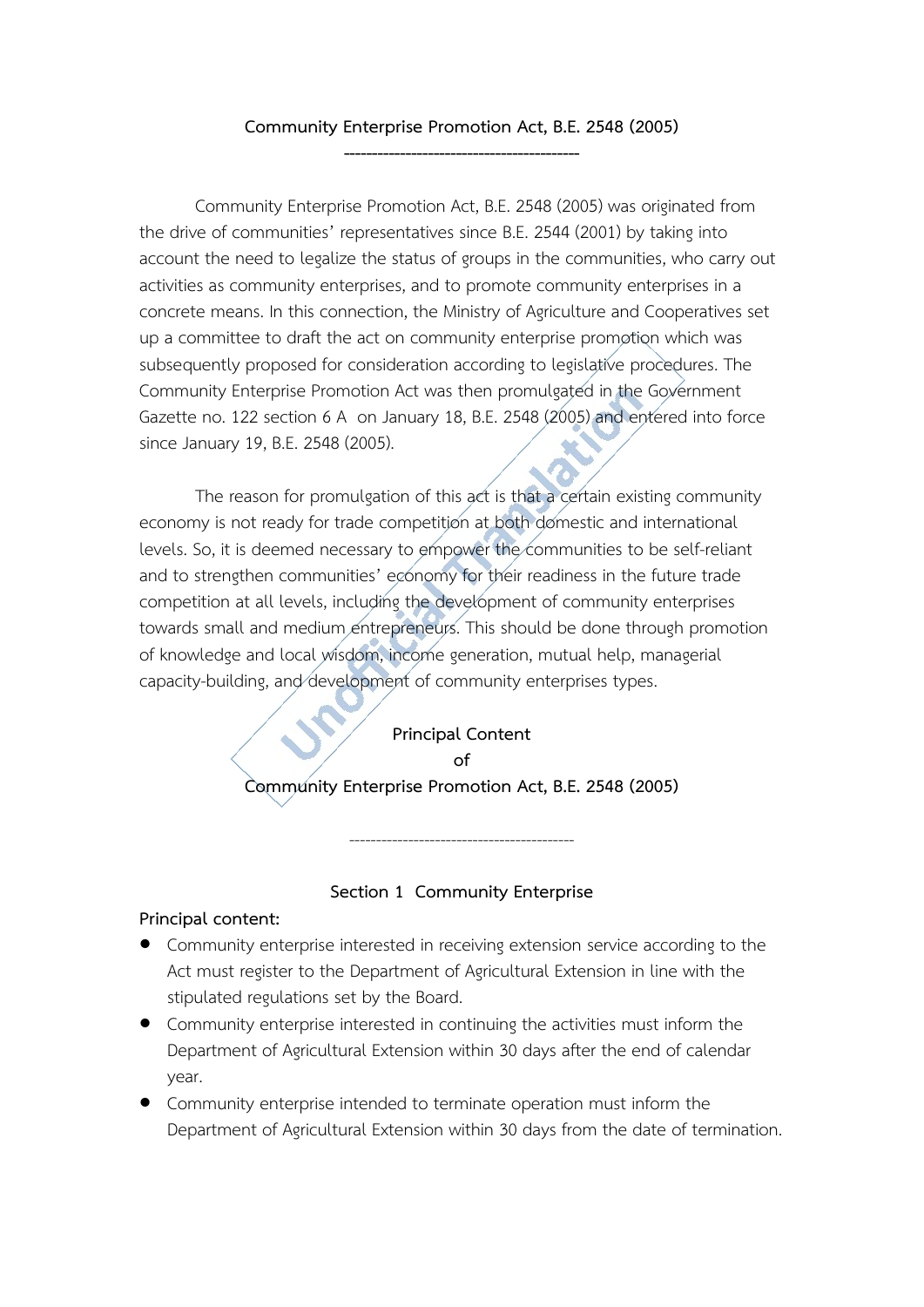# Community Enterprise Promotion Act, B.E. 2548 (2005)

---

Community Enterprise Promotion Act, B.E. 2548 (2005) was originated from the drive of communities' representatives since B.E. 2544 (2001) by taking into account the need to legalize the status of groups in the communities, who carry out activities as community enterprises, and to promote community enterprises in a concrete means. In this connection, the Ministry of Agriculture and Cooperatives set up a committee to draft the act on community enterprise promotion which was subsequently proposed for consideration according to legislative procedures. The Community Enterprise Promotion Act was then promulgated in the Government Gazette no. 122 section 6 A on January 18, B.E. 2548 (2005) and entered into force since January 19, B.E. 2548 (2005).

The reason for promulgation of this act is that a certain existing community economy is not ready for trade competition at both domestic and international levels. So, it is deemed necessary to empower the communities to be self-reliant and to strengthen communities' economy for their readiness in the future trade competition at all levels, including the development of community enterprises towards small and medium entrepreneurs. This should be done through promotion of knowledge and local wisdom, income generation, mutual help, managerial capacity-building, and development of community enterprises types.

## Principal Content of Community Enterprise Promotion Act, B.E. 2548 (2005)

---

### Section 1 Community Enterprise

**Principal content:**

- Community enterprise interested in receiving extension service according to the Act must register to the Department of Agricultural Extension in line with the stipulated regulations set by the Board.
- Community enterprise interested in continuing the activities must inform the Department of Agricultural Extension within 30 days after the end of calendar year.
- Community enterprise intended to terminate operation must inform the Department of Agricultural Extension within 30 days from the date of termination.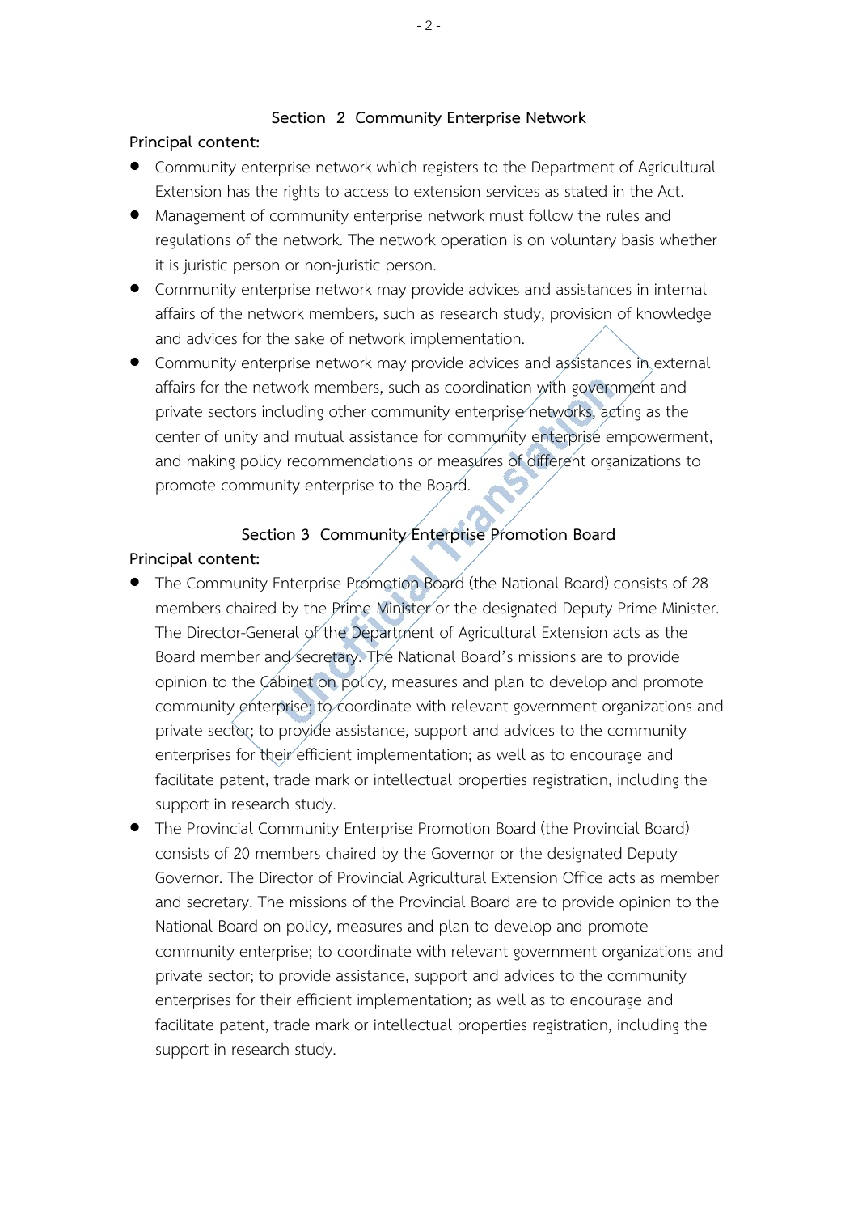## Section 2 Community Enterprise Network

**Principal content:**

- Community enterprise network which registers to the Department of Agricultural Extension has the rights to access to extension services as stated in the Act.
- Management of community enterprise network must follow the rules and regulations of the network. The network operation is on voluntary basis whether it is juristic person or non-juristic person.
- Community enterprise network may provide advices and assistances in internal affairs of the network members, such as research study, provision of knowledge and advices for the sake of network implementation.
- Community enterprise network may provide advices and assistances in external affairs for the network members, such as coordination with government and private sectors including other community enterprise networks, acting as the center of unity and mutual assistance for community enterprise empowerment, and making policy recommendations or measures of different organizations to promote community enterprise to the Board.

## Section 3 Community Enterprise Promotion Board

**Principal content:**

- The Community Enterprise Promotion Board (the National Board) consists of 28 members chaired by the Prime Minister or the designated Deputy Prime Minister. The Director-General of the Department of Agricultural Extension acts as the Board member and secretary. The National Board's missions are to provide opinion to the Cabinet on policy, measures and plan to develop and promote community enterprise; to coordinate with relevant government organizations and private sector; to provide assistance, support and advices to the community enterprises for their efficient implementation; as well as to encourage and facilitate patent, trade mark or intellectual properties registration, including the support in research study.
- The Provincial Community Enterprise Promotion Board (the Provincial Board) consists of 20 members chaired by the Governor or the designated Deputy Governor. The Director of Provincial Agricultural Extension Office acts as member and secretary. The missions of the Provincial Board are to provide opinion to the National Board on policy, measures and plan to develop and promote community enterprise; to coordinate with relevant government organizations and private sector; to provide assistance, support and advices to the community enterprises for their efficient implementation; as well as to encourage and facilitate patent, trade mark or intellectual properties registration, including the support in research study.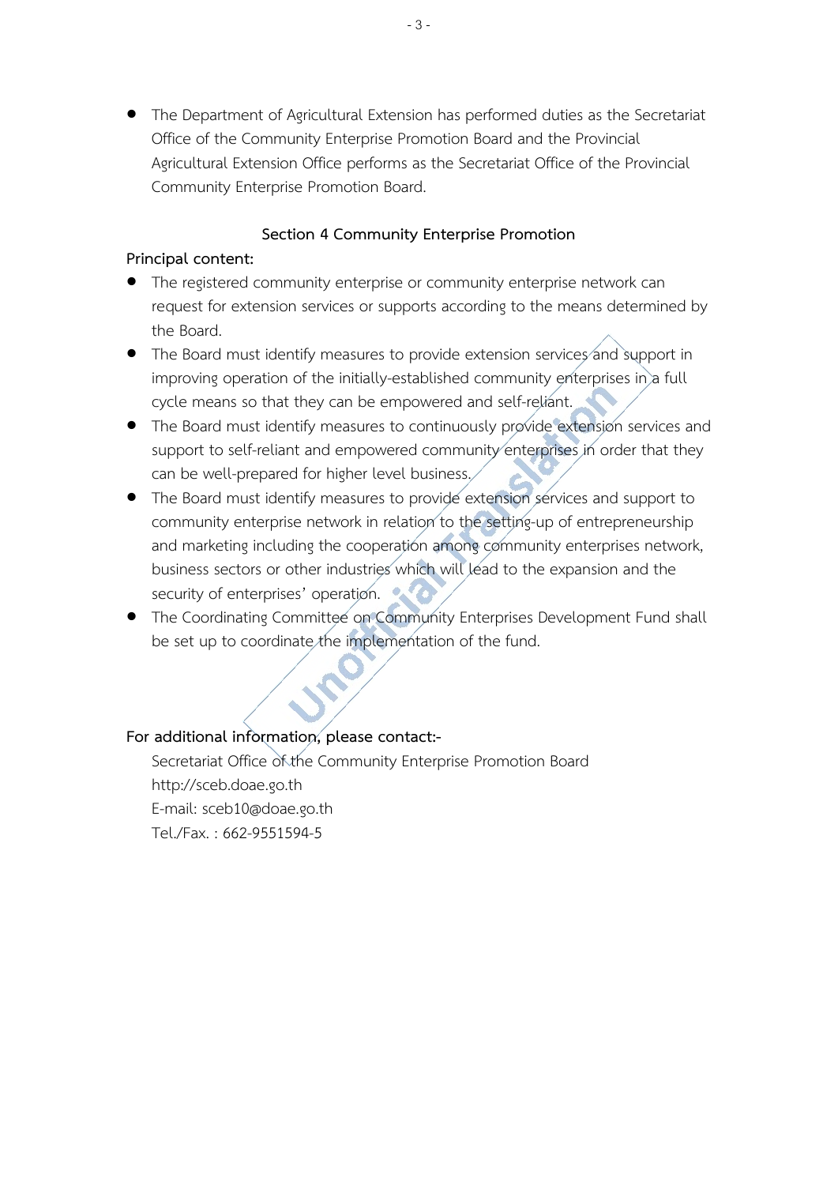- The Department of Agricultural Extension has performed duties as the Secretariat Office of the Community Enterprise Promotion Board and the Provincial Agricultural Extension Office performs as the Secretariat Office of the Provincial Community Enterprise Promotion Board.

## Section 4 Community Enterprise Promotion

**Principal content:**

- The registered community enterprise or community enterprise network can request for extension services or supports according to the means determined by the Board.
- The Board must identify measures to provide extension services and support in improving operation of the initially-established community enterprises in a full cycle means so that they can be empowered and self-reliant.
- The Board must identify measures to continuously provide extension services and support to self-reliant and empowered community enterprises in order that they can be well-prepared for higher level business.
- The Board must identify measures to provide extension services and support to community enterprise network in relation to the setting-up of entrepreneurship and marketing including the cooperation among community enterprises network, business sectors or other industries which will lead to the expansion and the security of enterprises' operation.
- The Coordinating Committee on Community Enterprises Development Fund shall be set up to coordinate the implementation of the fund.

**For additional information, please contact:-**

Secretariat Office of the Community Enterprise Promotion Board
http://sceb.doae.go.th
E-mail: sceb10@doae.go.th
Tel./Fax. : 662-9551594-5